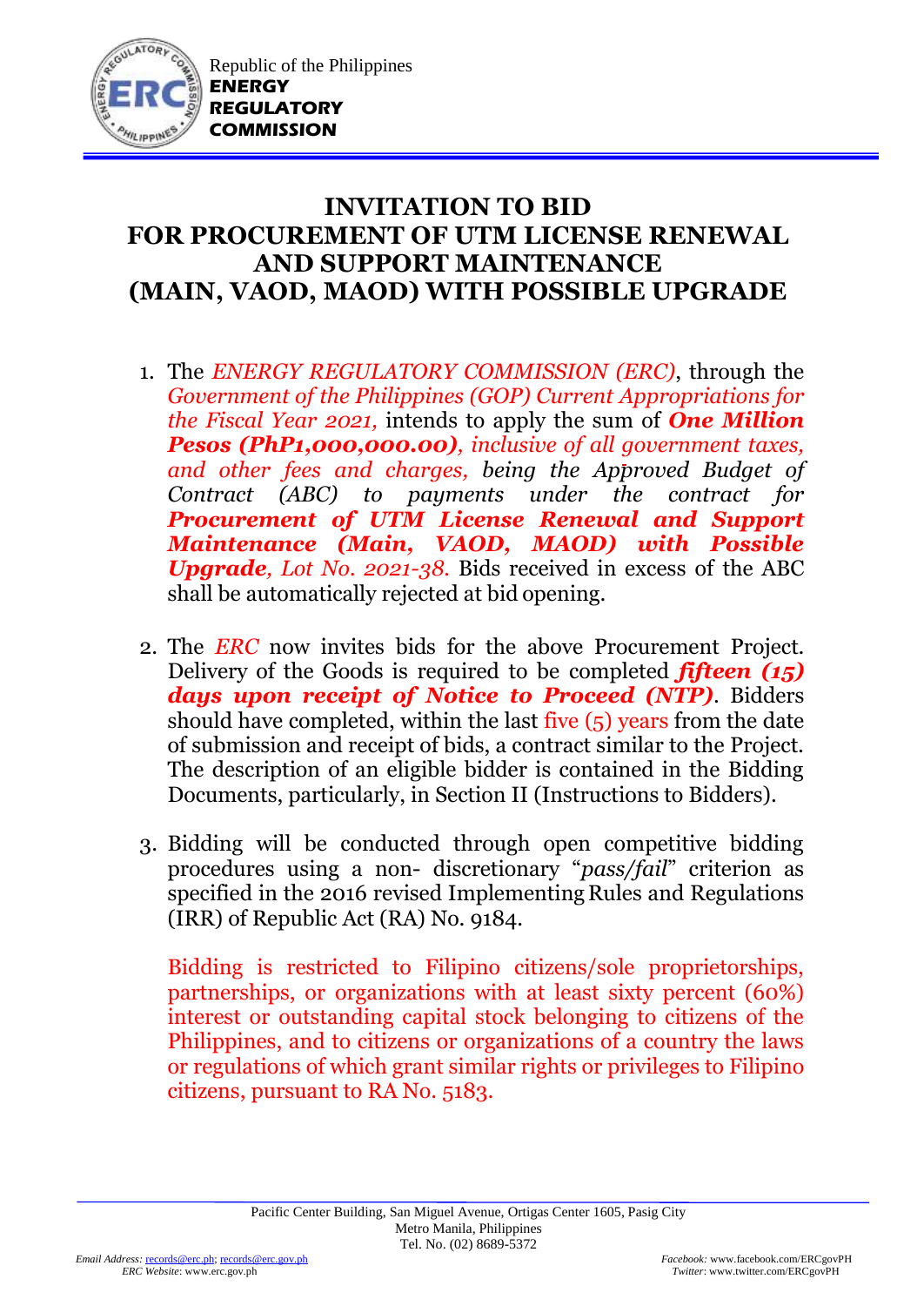Republic of the Philippines
**ENERGY REGULATORY COMMISSION**

# INVITATION TO BID FOR PROCUREMENT OF UTM LICENSE RENEWAL AND SUPPORT MAINTENANCE (MAIN, VAOD, MAOD) WITH POSSIBLE UPGRADE

1. The *ENERGY REGULATORY COMMISSION (ERC)*, through the *Government of the Philippines (GOP) Current Appropriations for the Fiscal Year 2021,* intends to apply the sum of ***One Million Pesos (PhP1,000,000.00)****, inclusive of all government taxes, and other fees and charges,* *being the Approved Budget of Contract (ABC) to payments under the contract for* ***Procurement of UTM License Renewal and Support Maintenance (Main, VAOD, MAOD) with Possible Upgrade****, Lot No. 2021-38.* Bids received in excess of the ABC shall be automatically rejected at bid opening.

2. The *ERC* now invites bids for the above Procurement Project. Delivery of the Goods is required to be completed ***fifteen (15) days upon receipt of Notice to Proceed (NTP)***. Bidders should have completed, within the last five (5) years from the date of submission and receipt of bids, a contract similar to the Project. The description of an eligible bidder is contained in the Bidding Documents, particularly, in Section II (Instructions to Bidders).

3. Bidding will be conducted through open competitive bidding procedures using a non- discretionary "*pass/fail*" criterion as specified in the 2016 revised Implementing Rules and Regulations (IRR) of Republic Act (RA) No. 9184.

   Bidding is restricted to Filipino citizens/sole proprietorships, partnerships, or organizations with at least sixty percent (60%) interest or outstanding capital stock belonging to citizens of the Philippines, and to citizens or organizations of a country the laws or regulations of which grant similar rights or privileges to Filipino citizens, pursuant to RA No. 5183.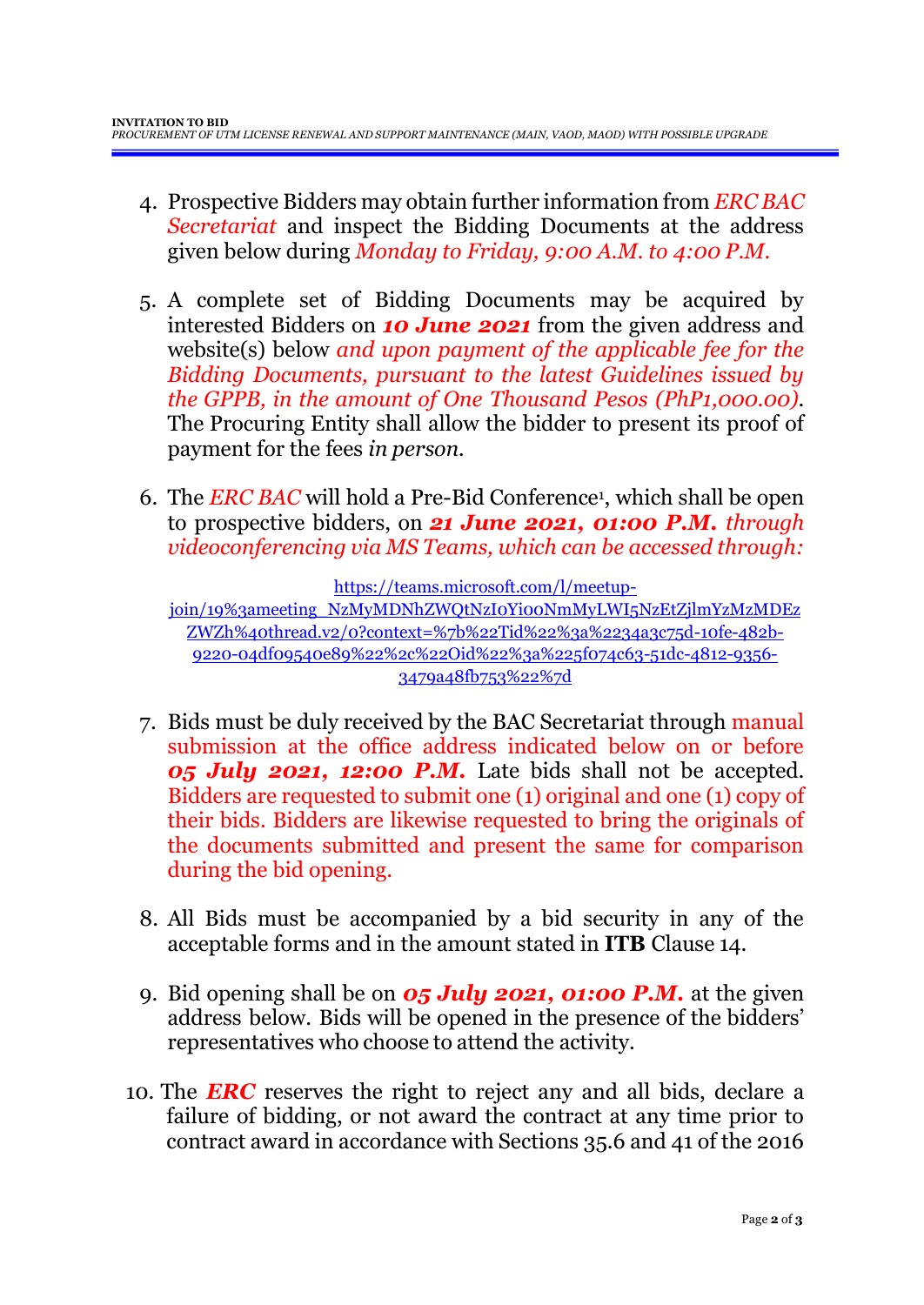4. Prospective Bidders may obtain further information from *ERC BAC Secretariat* and inspect the Bidding Documents at the address given below during *Monday to Friday, 9:00 A.M. to 4:00 P.M.*

5. A complete set of Bidding Documents may be acquired by interested Bidders on ***10 June 2021*** from the given address and website(s) below *and upon payment of the applicable fee for the Bidding Documents, pursuant to the latest Guidelines issued by the GPPB, in the amount of One Thousand Pesos (PhP1,000.00)*. The Procuring Entity shall allow the bidder to present its proof of payment for the fees *in person*.

6. The *ERC BAC* will hold a Pre-Bid Conference[1], which shall be open to prospective bidders, on ***21 June 2021, 01:00 P.M.*** *through videoconferencing via MS Teams, which can be accessed through:*

   https://teams.microsoft.com/l/meetup-join/19%3ameeting_NzMyMDNhZWQtNzI0Yi00NmMyLWI5NzEtZjlmYzMzMDEzZWZh%40thread.v2/0?context=%7b%22Tid%22%3a%2234a3c75d-10fe-482b-9220-04df09540e89%22%2c%22Oid%22%3a%225f074c63-51dc-4812-9356-3479a48fb753%22%7d

7. Bids must be duly received by the BAC Secretariat through manual submission at the office address indicated below on or before ***05 July 2021, 12:00 P.M.*** Late bids shall not be accepted. Bidders are requested to submit one (1) original and one (1) copy of their bids. Bidders are likewise requested to bring the originals of the documents submitted and present the same for comparison during the bid opening.

8. All Bids must be accompanied by a bid security in any of the acceptable forms and in the amount stated in **ITB** Clause 14.

9. Bid opening shall be on ***05 July 2021, 01:00 P.M.*** at the given address below. Bids will be opened in the presence of the bidders' representatives who choose to attend the activity.

10. The ***ERC*** reserves the right to reject any and all bids, declare a failure of bidding, or not award the contract at any time prior to contract award in accordance with Sections 35.6 and 41 of the 2016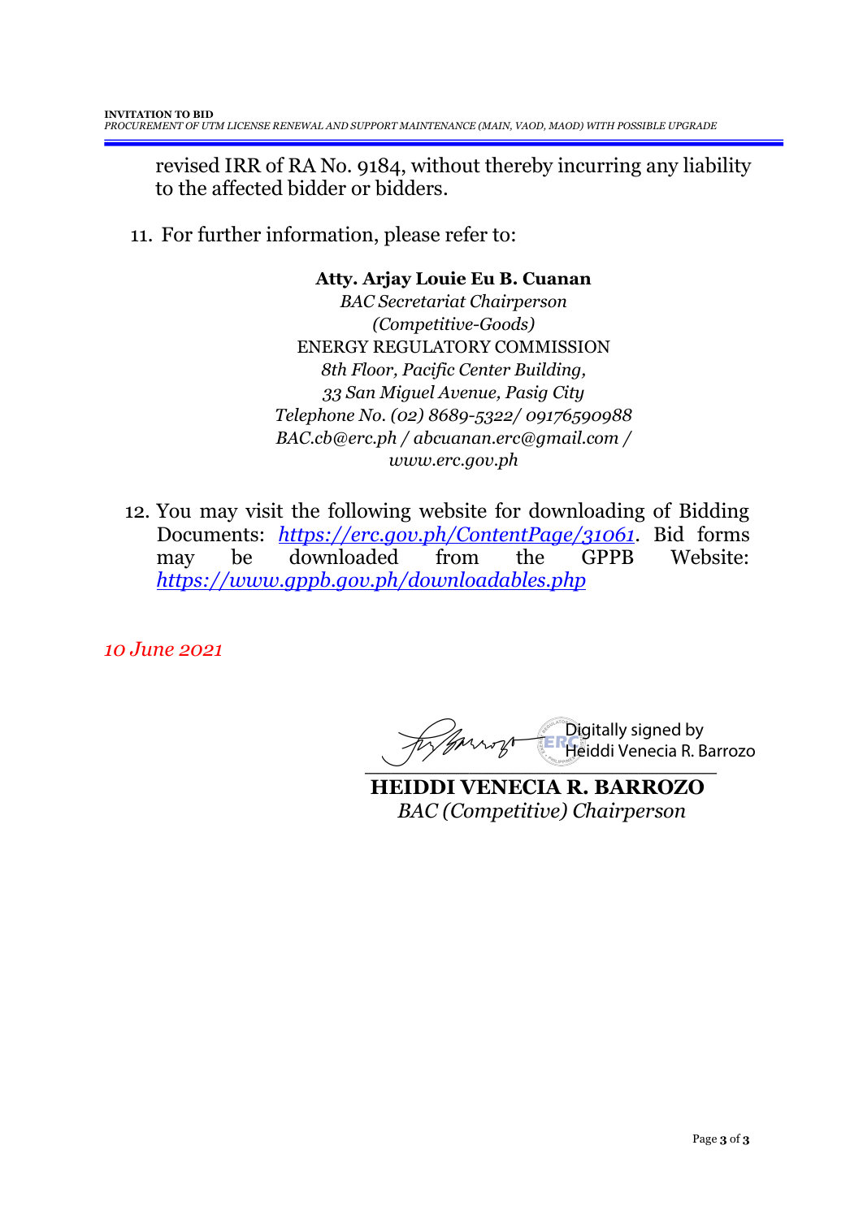revised IRR of RA No. 9184, without thereby incurring any liability to the affected bidder or bidders.

11. For further information, please refer to:

**Atty. Arjay Louie Eu B. Cuanan**
*BAC Secretariat Chairperson*
*(Competitive-Goods)*
ENERGY REGULATORY COMMISSION
*8th Floor, Pacific Center Building,*
*33 San Miguel Avenue, Pasig City*
*Telephone No. (02) 8689-5322/ 09176590988*
*BAC.cb@erc.ph / abcuanan.erc@gmail.com /*
*www.erc.gov.ph*

12. You may visit the following website for downloading of Bidding Documents: *https://erc.gov.ph/ContentPage/31061*. Bid forms may be downloaded from the GPPB Website: *https://www.gppb.gov.ph/downloadables.php*

*10 June 2021*

Digitally signed by Heiddi Venecia R. Barrozo

**HEIDDI VENECIA R. BARROZO**
*BAC (Competitive) Chairperson*